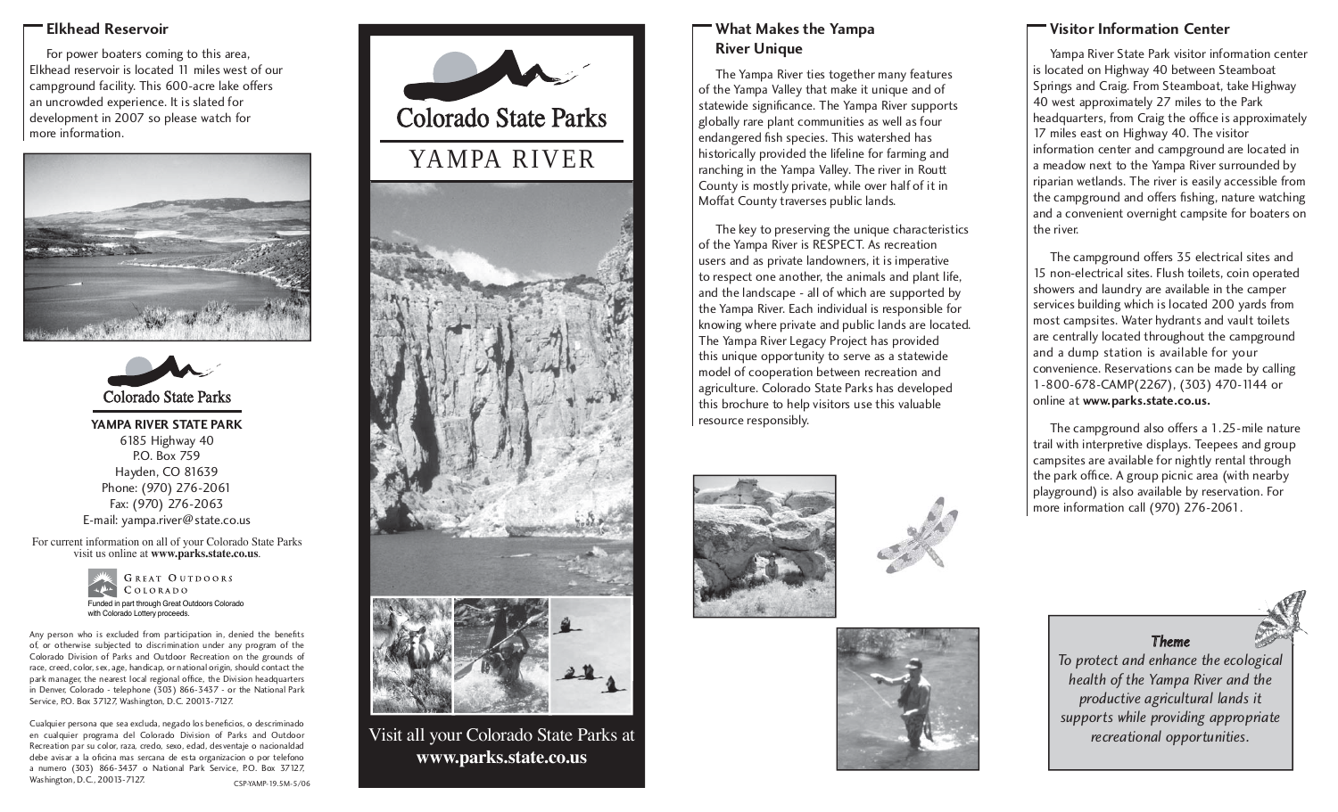## Elkhead Reservoir

For power boaters coming to this area, Elkhead reservoir is located 11 miles west of our campground facility. This 600-acre lake offers an uncrowded experience. It is slated for development in 2007 so please watch for more information.

Colorado State Parks

**YAMPA RIVER STATE PARK**
6185 Highway 40
P.O. Box 759
Hayden, CO 81639
Phone: (970) 276-2061
Fax: (970) 276-2063
E-mail: yampa.river@state.co.us

For current information on all of your Colorado State Parks visit us online at **www.parks.state.co.us**.

GREAT OUTDOORS COLORADO
Funded in part through Great Outdoors Colorado with Colorado Lottery proceeds.

Any person who is excluded from participation in, denied the benefits of, or otherwise subjected to discrimination under any program of the Colorado Division of Parks and Outdoor Recreation on the grounds of race, creed, color, sex, age, handicap, or national origin, should contact the park manager, the nearest local regional office, the Division headquarters in Denver, Colorado - telephone (303) 866-3437 - or the National Park Service, P.O. Box 37127, Washington, D.C. 20013-7127.

Cualquier persona que sea excluda, negado los beneficios, o descriminado en cualquier programa del Colorado Division of Parks and Outdoor Recreation par su color, raza, credo, sexo, edad, desventaje o nacionaldad debe avisar a la oficina mas sercana de esta organizacion o por telefono a numero (303) 866-3437 o National Park Service, P.O. Box 37127, Washington, D.C., 20013-7127.

CSP-YAMP-19.5M-5/06

# Colorado State Parks

# YAMPA RIVER

Visit all your Colorado State Parks at **www.parks.state.co.us**

## What Makes the Yampa River Unique

The Yampa River ties together many features of the Yampa Valley that make it unique and of statewide significance. The Yampa River supports globally rare plant communities as well as four endangered fish species. This watershed has historically provided the lifeline for farming and ranching in the Yampa Valley. The river in Routt County is mostly private, while over half of it in Moffat County traverses public lands.

The key to preserving the unique characteristics of the Yampa River is RESPECT. As recreation users and as private landowners, it is imperative to respect one another, the animals and plant life, and the landscape - all of which are supported by the Yampa River. Each individual is responsible for knowing where private and public lands are located. The Yampa River Legacy Project has provided this unique opportunity to serve as a statewide model of cooperation between recreation and agriculture. Colorado State Parks has developed this brochure to help visitors use this valuable resource responsibly.

## Visitor Information Center

Yampa River State Park visitor information center is located on Highway 40 between Steamboat Springs and Craig. From Steamboat, take Highway 40 west approximately 27 miles to the Park headquarters, from Craig the office is approximately 17 miles east on Highway 40. The visitor information center and campground are located in a meadow next to the Yampa River surrounded by riparian wetlands. The river is easily accessible from the campground and offers fishing, nature watching and a convenient overnight campsite for boaters on the river.

The campground offers 35 electrical sites and 15 non-electrical sites. Flush toilets, coin operated showers and laundry are available in the camper services building which is located 200 yards from most campsites. Water hydrants and vault toilets are centrally located throughout the campground and a dump station is available for your convenience. Reservations can be made by calling 1-800-678-CAMP(2267), (303) 470-1144 or online at **www.parks.state.co.us.**

The campground also offers a 1.25-mile nature trail with interpretive displays. Teepees and group campsites are available for nightly rental through the park office. A group picnic area (with nearby playground) is also available by reservation. For more information call (970) 276-2061.

***Theme***

*To protect and enhance the ecological health of the Yampa River and the productive agricultural lands it supports while providing appropriate recreational opportunities.*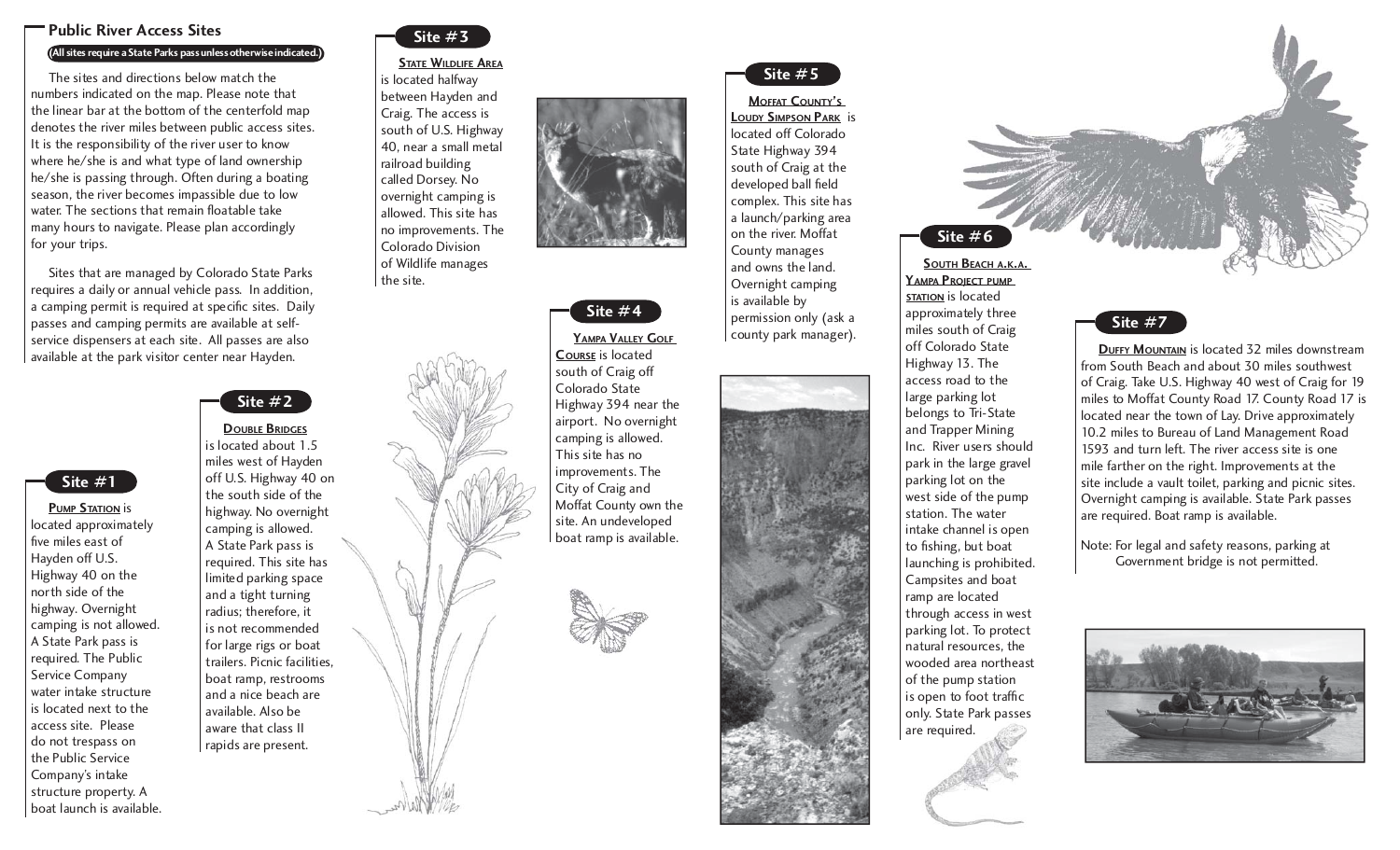## Public River Access Sites

**(All sites require a State Parks pass unless otherwise indicated.)**

The sites and directions below match the numbers indicated on the map. Please note that the linear bar at the bottom of the centerfold map denotes the river miles between public access sites. It is the responsibility of the river user to know where he/she is and what type of land ownership he/she is passing through. Often during a boating season, the river becomes impassible due to low water. The sections that remain floatable take many hours to navigate. Please plan accordingly for your trips.

Sites that are managed by Colorado State Parks requires a daily or annual vehicle pass. In addition, a camping permit is required at specific sites. Daily passes and camping permits are available at self-service dispensers at each site. All passes are also available at the park visitor center near Hayden.

### Site #1

**Pump Station** is located approximately five miles east of Hayden off U.S. Highway 40 on the north side of the highway. Overnight camping is not allowed. A State Park pass is required. The Public Service Company water intake structure is located next to the access site. Please do not trespass on the Public Service Company's intake structure property. A boat launch is available.

### Site #2

**Double Bridges** is located about 1.5 miles west of Hayden off U.S. Highway 40 on the south side of the highway. No overnight camping is allowed. A State Park pass is required. This site has limited parking space and a tight turning radius; therefore, it is not recommended for large rigs or boat trailers. Picnic facilities, boat ramp, restrooms and a nice beach are available. Also be aware that class II rapids are present.

### Site #3

**State Wildlife Area** is located halfway between Hayden and Craig. The access is south of U.S. Highway 40, near a small metal railroad building called Dorsey. No overnight camping is allowed. This site has no improvements. The Colorado Division of Wildlife manages the site.

### Site #4

**Yampa Valley Golf Course** is located south of Craig off Colorado State Highway 394 near the airport. No overnight camping is allowed. This site has no improvements. The City of Craig and Moffat County own the site. An undeveloped boat ramp is available.

### Site #5

**Moffat County's Loudy Simpson Park** is located off Colorado State Highway 394 south of Craig at the developed ball field complex. This site has a launch/parking area on the river. Moffat County manages and owns the land. Overnight camping is available by permission only (ask a county park manager).

### Site #6

**South Beach a.k.a. Yampa Project pump station** is located approximately three miles south of Craig off Colorado State Highway 13. The access road to the large parking lot belongs to Tri-State and Trapper Mining Inc. River users should park in the large gravel parking lot on the west side of the pump station. The water intake channel is open to fishing, but boat launching is prohibited. Campsites and boat ramp are located through access in west parking lot. To protect natural resources, the wooded area northeast of the pump station is open to foot traffic only. State Park passes are required.

### Site #7

**Duffy Mountain** is located 32 miles downstream from South Beach and about 30 miles southwest of Craig. Take U.S. Highway 40 west of Craig for 19 miles to Moffat County Road 17. County Road 17 is located near the town of Lay. Drive approximately 10.2 miles to Bureau of Land Management Road 1593 and turn left. The river access site is one mile farther on the right. Improvements at the site include a vault toilet, parking and picnic sites. Overnight camping is available. State Park passes are required. Boat ramp is available.

Note: For legal and safety reasons, parking at Government bridge is not permitted.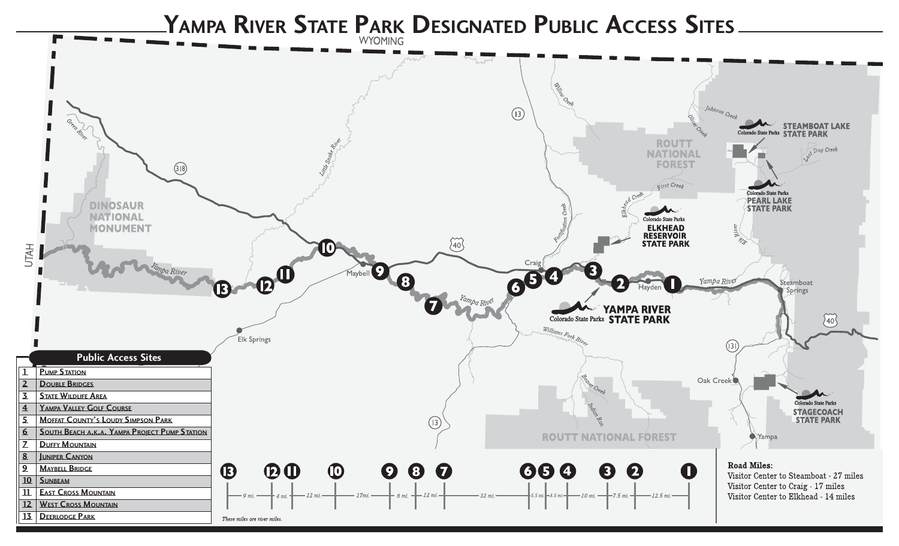# Yampa River State Park Designated Public Access Sites

## Public Access Sites

| # | Site |
|---|---|
| 1 | Pump Station |
| 2 | Double Bridges |
| 3 | State Wildlife Area |
| 4 | Yampa Valley Golf Course |
| 5 | Moffat County's Loudy Simpson Park |
| 6 | South Beach a.k.a. Yampa Project Pump Station |
| 7 | Duffy Mountain |
| 8 | Juniper Canyon |
| 9 | Maybell Bridge |
| 10 | Sunbeam |
| 11 | East Cross Mountain |
| 12 | West Cross Mountain |
| 13 | Deerlodge Park |

13 — 9 mi. — 12 — 4 mi. — 11 — 12 mi. — 10 — 17mi. — 9 — 6 mi. — 8 — 12 mi. — 7 — 32 mi. — 6 — 5.5 mi. — 5 — 3.5 mi. — 4 — 10 mi. — 3 — 7.5 mi. — 2 — 12.5 mi. — 1

*These miles are river miles.*

**Road Miles:**

Visitor Center to Steamboat - 27 miles
Visitor Center to Craig - 17 miles
Visitor Center to Elkhead - 14 miles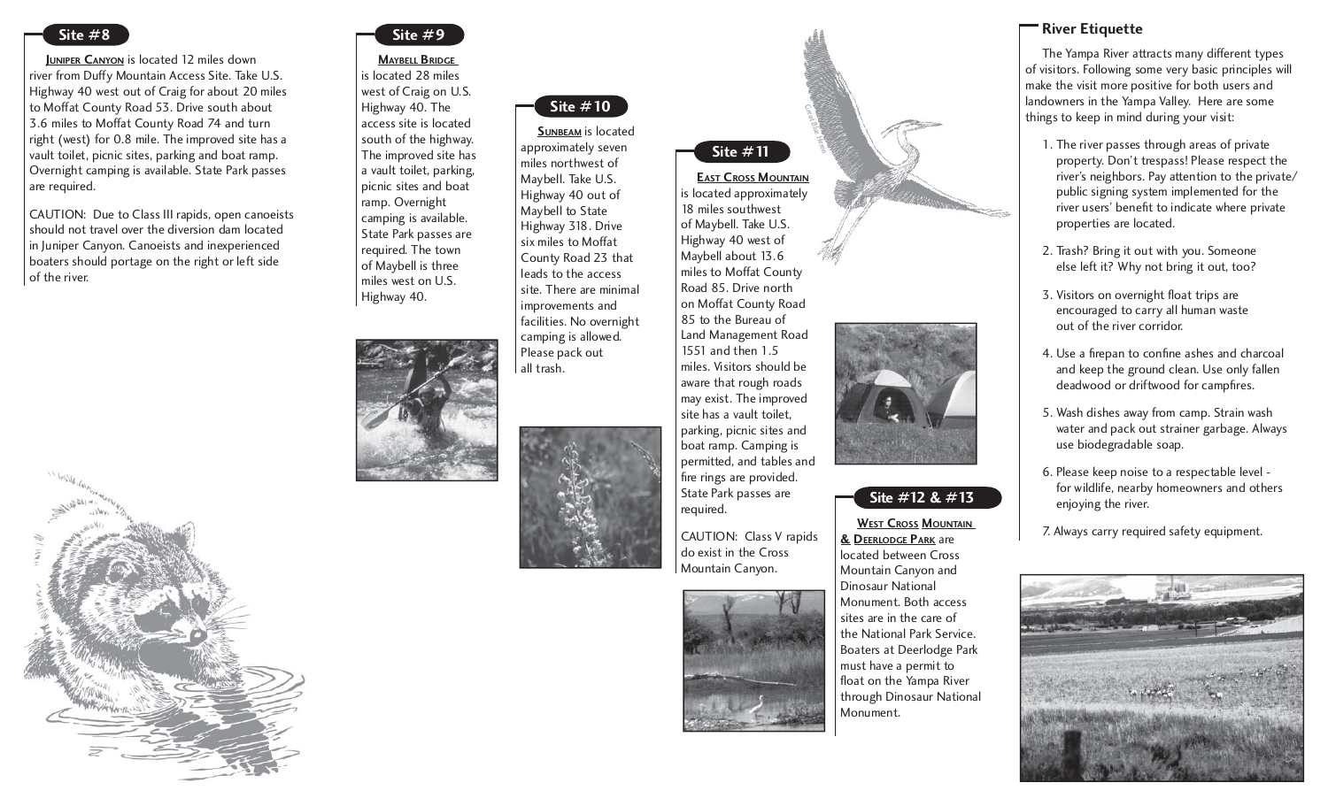## Site #8

**Juniper Canyon** is located 12 miles down river from Duffy Mountain Access Site. Take U.S. Highway 40 west out of Craig for about 20 miles to Moffat County Road 53. Drive south about 3.6 miles to Moffat County Road 74 and turn right (west) for 0.8 mile. The improved site has a vault toilet, picnic sites, parking and boat ramp. Overnight camping is available. State Park passes are required.

CAUTION: Due to Class III rapids, open canoeists should not travel over the diversion dam located in Juniper Canyon. Canoeists and inexperienced boaters should portage on the right or left side of the river.

## Site #9

**Maybell Bridge** is located 28 miles west of Craig on U.S. Highway 40. The access site is located south of the highway. The improved site has a vault toilet, parking, picnic sites and boat ramp. Overnight camping is available. State Park passes are required. The town of Maybell is three miles west on U.S. Highway 40.

## Site #10

**Sunbeam** is located approximately seven miles northwest of Maybell. Take U.S. Highway 40 out of Maybell to State Highway 318. Drive six miles to Moffat County Road 23 that leads to the access site. There are minimal improvements and facilities. No overnight camping is allowed. Please pack out all trash.

## Site #11

**East Cross Mountain** is located approximately 18 miles southwest of Maybell. Take U.S. Highway 40 west of Maybell about 13.6 miles to Moffat County Road 85. Drive north on Moffat County Road 85 to the Bureau of Land Management Road 1551 and then 1.5 miles. Visitors should be aware that rough roads may exist. The improved site has a vault toilet, parking, picnic sites and boat ramp. Camping is permitted, and tables and fire rings are provided. State Park passes are required.

CAUTION: Class V rapids do exist in the Cross Mountain Canyon.

Great Blue Heron

## Site #12 & #13

**West Cross Mountain & Deerlodge Park** are located between Cross Mountain Canyon and Dinosaur National Monument. Both access sites are in the care of the National Park Service. Boaters at Deerlodge Park must have a permit to float on the Yampa River through Dinosaur National Monument.

## River Etiquette

The Yampa River attracts many different types of visitors. Following some very basic principles will make the visit more positive for both users and landowners in the Yampa Valley. Here are some things to keep in mind during your visit:

1. The river passes through areas of private property. Don't trespass! Please respect the river's neighbors. Pay attention to the private/public signing system implemented for the river users' benefit to indicate where private properties are located.
2. Trash? Bring it out with you. Someone else left it? Why not bring it out, too?
3. Visitors on overnight float trips are encouraged to carry all human waste out of the river corridor.
4. Use a firepan to confine ashes and charcoal and keep the ground clean. Use only fallen deadwood or driftwood for campfires.
5. Wash dishes away from camp. Strain wash water and pack out strainer garbage. Always use biodegradable soap.
6. Please keep noise to a respectable level - for wildlife, nearby homeowners and others enjoying the river.
7. Always carry required safety equipment.